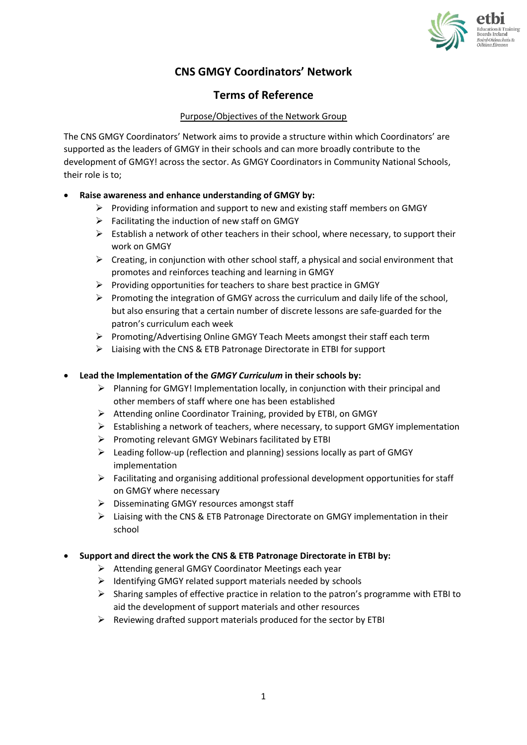# CNS GMGY Coordinators' Network

## Terms of Reference

Purpose/Objectives of the Network Group

The CNS GMGY Coordinators' Network aims to provide a structure within which Coordinators' are supported as the leaders of GMGY in their schools and can more broadly contribute to the development of GMGY! across the sector. As GMGY Coordinators in Community National Schools, their role is to;

- **Raise awareness and enhance understanding of GMGY by:**
  - Providing information and support to new and existing staff members on GMGY
  - Facilitating the induction of new staff on GMGY
  - Establish a network of other teachers in their school, where necessary, to support their work on GMGY
  - Creating, in conjunction with other school staff, a physical and social environment that promotes and reinforces teaching and learning in GMGY
  - Providing opportunities for teachers to share best practice in GMGY
  - Promoting the integration of GMGY across the curriculum and daily life of the school, but also ensuring that a certain number of discrete lessons are safe-guarded for the patron's curriculum each week
  - Promoting/Advertising Online GMGY Teach Meets amongst their staff each term
  - Liaising with the CNS & ETB Patronage Directorate in ETBI for support

- **Lead the Implementation of the *GMGY Curriculum* in their schools by:**
  - Planning for GMGY! Implementation locally, in conjunction with their principal and other members of staff where one has been established
  - Attending online Coordinator Training, provided by ETBI, on GMGY
  - Establishing a network of teachers, where necessary, to support GMGY implementation
  - Promoting relevant GMGY Webinars facilitated by ETBI
  - Leading follow-up (reflection and planning) sessions locally as part of GMGY implementation
  - Facilitating and organising additional professional development opportunities for staff on GMGY where necessary
  - Disseminating GMGY resources amongst staff
  - Liaising with the CNS & ETB Patronage Directorate on GMGY implementation in their school

- **Support and direct the work the CNS & ETB Patronage Directorate in ETBI by:**
  - Attending general GMGY Coordinator Meetings each year
  - Identifying GMGY related support materials needed by schools
  - Sharing samples of effective practice in relation to the patron's programme with ETBI to aid the development of support materials and other resources
  - Reviewing drafted support materials produced for the sector by ETBI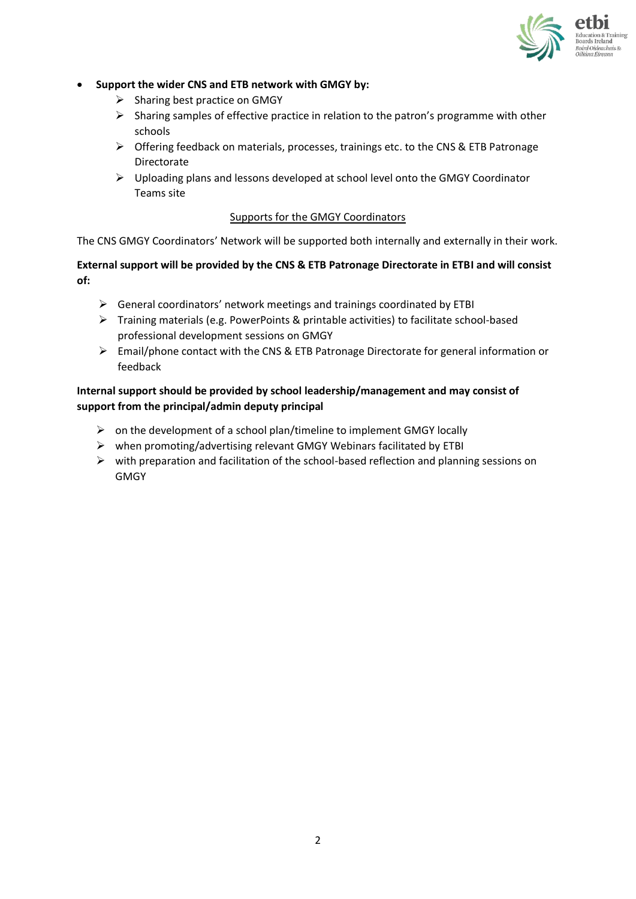- **Support the wider CNS and ETB network with GMGY by:**
  - Sharing best practice on GMGY
  - Sharing samples of effective practice in relation to the patron's programme with other schools
  - Offering feedback on materials, processes, trainings etc. to the CNS & ETB Patronage Directorate
  - Uploading plans and lessons developed at school level onto the GMGY Coordinator Teams site

<u>Supports for the GMGY Coordinators</u>

The CNS GMGY Coordinators' Network will be supported both internally and externally in their work.

**External support will be provided by the CNS & ETB Patronage Directorate in ETBI and will consist of:**

- General coordinators' network meetings and trainings coordinated by ETBI
- Training materials (e.g. PowerPoints & printable activities) to facilitate school-based professional development sessions on GMGY
- Email/phone contact with the CNS & ETB Patronage Directorate for general information or feedback

**Internal support should be provided by school leadership/management and may consist of support from the principal/admin deputy principal**

- on the development of a school plan/timeline to implement GMGY locally
- when promoting/advertising relevant GMGY Webinars facilitated by ETBI
- with preparation and facilitation of the school-based reflection and planning sessions on GMGY